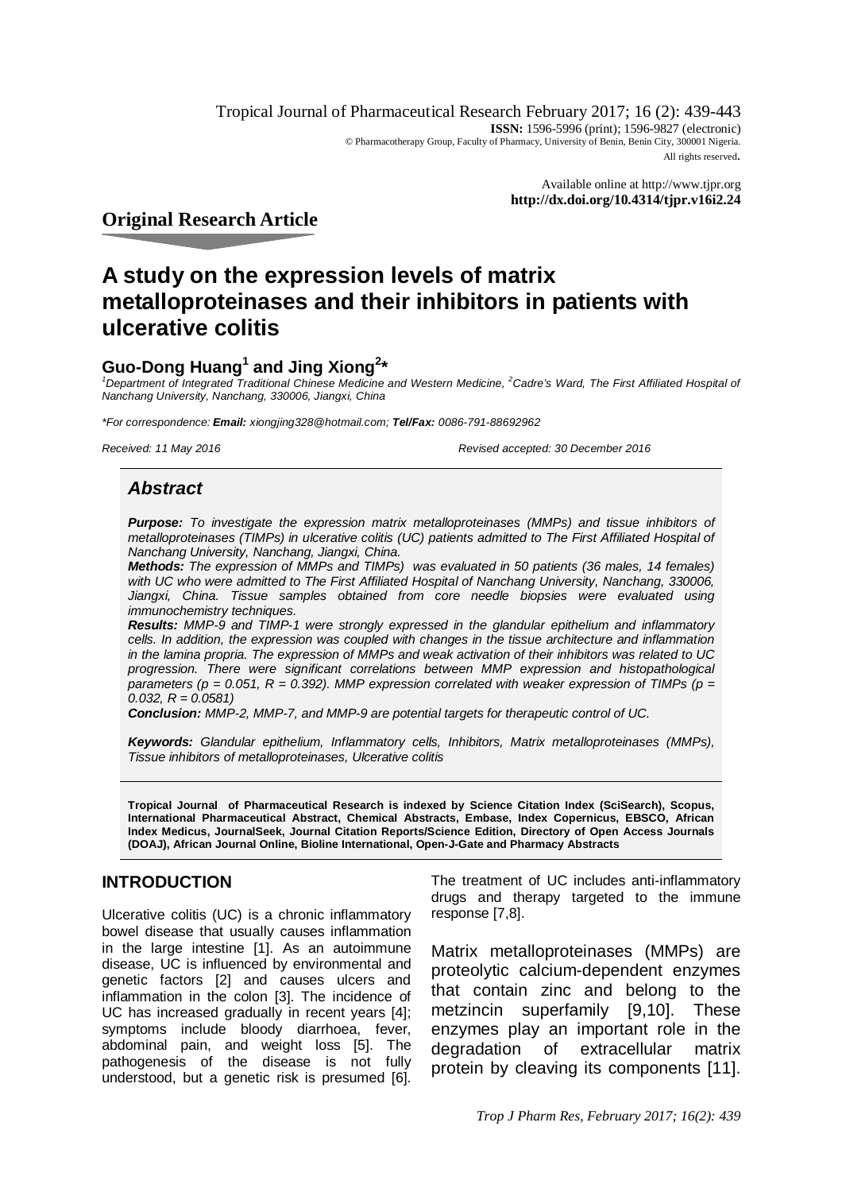Original Research Article

# A study on the expression levels of matrix metalloproteinases and their inhibitors in patients with ulcerative colitis

**Guo-Dong Huang[1] and Jing Xiong[2]***

[1]*Department of Integrated Traditional Chinese Medicine and Western Medicine,* [2]*Cadre's Ward, The First Affiliated Hospital of Nanchang University, Nanchang, 330006, Jiangxi, China*

*\*For correspondence:* ***Email:*** *xiongjing328@hotmail.com;* ***Tel/Fax:*** *0086-791-88692962*

*Received: 11 May 2016* *Revised accepted: 30 December 2016*

## *Abstract*

***Purpose:*** *To investigate the expression matrix metalloproteinases (MMPs) and tissue inhibitors of metalloproteinases (TIMPs) in ulcerative colitis (UC) patients admitted to The First Affiliated Hospital of Nanchang University, Nanchang, Jiangxi, China.*

***Methods:*** *The expression of MMPs and TIMPs) was evaluated in 50 patients (36 males, 14 females) with UC who were admitted to The First Affiliated Hospital of Nanchang University, Nanchang, 330006, Jiangxi, China. Tissue samples obtained from core needle biopsies were evaluated using immunochemistry techniques.*

***Results:*** *MMP-9 and TIMP-1 were strongly expressed in the glandular epithelium and inflammatory cells. In addition, the expression was coupled with changes in the tissue architecture and inflammation in the lamina propria. The expression of MMPs and weak activation of their inhibitors was related to UC progression. There were significant correlations between MMP expression and histopathological parameters ($p = 0.051$, $R = 0.392$). MMP expression correlated with weaker expression of TIMPs ($p = 0.032$, $R = 0.0581$)*

***Conclusion:*** *MMP-2, MMP-7, and MMP-9 are potential targets for therapeutic control of UC.*

***Keywords:*** *Glandular epithelium, Inflammatory cells, Inhibitors, Matrix metalloproteinases (MMPs), Tissue inhibitors of metalloproteinases, Ulcerative colitis*

**Tropical Journal of Pharmaceutical Research is indexed by Science Citation Index (SciSearch), Scopus, International Pharmaceutical Abstract, Chemical Abstracts, Embase, Index Copernicus, EBSCO, African Index Medicus, JournalSeek, Journal Citation Reports/Science Edition, Directory of Open Access Journals (DOAJ), African Journal Online, Bioline International, Open-J-Gate and Pharmacy Abstracts**

## INTRODUCTION

Ulcerative colitis (UC) is a chronic inflammatory bowel disease that usually causes inflammation in the large intestine [1]. As an autoimmune disease, UC is influenced by environmental and genetic factors [2] and causes ulcers and inflammation in the colon [3]. The incidence of UC has increased gradually in recent years [4]; symptoms include bloody diarrhoea, fever, abdominal pain, and weight loss [5]. The pathogenesis of the disease is not fully understood, but a genetic risk is presumed [6]. The treatment of UC includes anti-inflammatory drugs and therapy targeted to the immune response [7,8].

Matrix metalloproteinases (MMPs) are proteolytic calcium-dependent enzymes that contain zinc and belong to the metzincin superfamily [9,10]. These enzymes play an important role in the degradation of extracellular matrix protein by cleaving its components [11].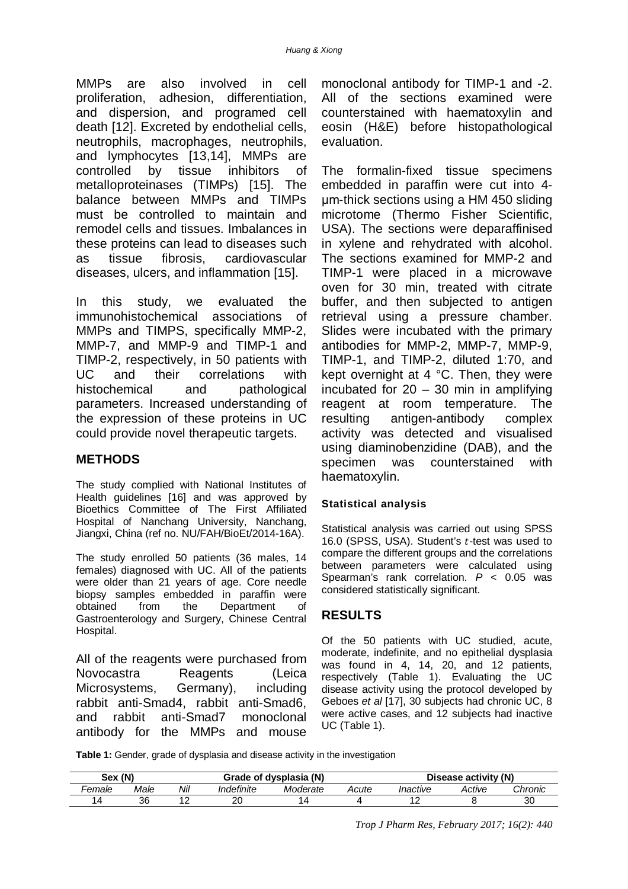MMPs are also involved in cell proliferation, adhesion, differentiation, and dispersion, and programed cell death [12]. Excreted by endothelial cells, neutrophils, macrophages, neutrophils, and lymphocytes [13,14], MMPs are controlled by tissue inhibitors of metalloproteinases (TIMPs) [15]. The balance between MMPs and TIMPs must be controlled to maintain and remodel cells and tissues. Imbalances in these proteins can lead to diseases such as tissue fibrosis, cardiovascular diseases, ulcers, and inflammation [15].

In this study, we evaluated the immunohistochemical associations of MMPs and TIMPS, specifically MMP-2, MMP-7, and MMP-9 and TIMP-1 and TIMP-2, respectively, in 50 patients with UC and their correlations with histochemical and pathological parameters. Increased understanding of the expression of these proteins in UC could provide novel therapeutic targets.

## METHODS

The study complied with National Institutes of Health guidelines [16] and was approved by Bioethics Committee of The First Affiliated Hospital of Nanchang University, Nanchang, Jiangxi, China (ref no. NU/FAH/BioEt/2014-16A).

The study enrolled 50 patients (36 males, 14 females) diagnosed with UC. All of the patients were older than 21 years of age. Core needle biopsy samples embedded in paraffin were obtained from the Department of Gastroenterology and Surgery, Chinese Central Hospital.

All of the reagents were purchased from Novocastra Reagents (Leica Microsystems, Germany), including rabbit anti-Smad4, rabbit anti-Smad6, and rabbit anti-Smad7 monoclonal antibody for the MMPs and mouse monoclonal antibody for TIMP-1 and -2. All of the sections examined were counterstained with haematoxylin and eosin (H&E) before histopathological evaluation.

The formalin-fixed tissue specimens embedded in paraffin were cut into 4-μm-thick sections using a HM 450 sliding microtome (Thermo Fisher Scientific, USA). The sections were deparaffinised in xylene and rehydrated with alcohol. The sections examined for MMP-2 and TIMP-1 were placed in a microwave oven for 30 min, treated with citrate buffer, and then subjected to antigen retrieval using a pressure chamber. Slides were incubated with the primary antibodies for MMP-2, MMP-7, MMP-9, TIMP-1, and TIMP-2, diluted 1:70, and kept overnight at 4 °C. Then, they were incubated for 20 – 30 min in amplifying reagent at room temperature. The resulting antigen-antibody complex activity was detected and visualised using diaminobenzidine (DAB), and the specimen was counterstained with haematoxylin.

### Statistical analysis

Statistical analysis was carried out using SPSS 16.0 (SPSS, USA). Student's $t$-test was used to compare the different groups and the correlations between parameters were calculated using Spearman's rank correlation. $P < 0.05$ was considered statistically significant.

## RESULTS

Of the 50 patients with UC studied, acute, moderate, indefinite, and no epithelial dysplasia was found in 4, 14, 20, and 12 patients, respectively (Table 1). Evaluating the UC disease activity using the protocol developed by Geboes *et al* [17], 30 subjects had chronic UC, 8 were active cases, and 12 subjects had inactive UC (Table 1).

**Table 1:** Gender, grade of dysplasia and disease activity in the investigation

| Sex (N) | | Grade of dysplasia (N) | | | | Disease activity (N) | | |
|---|---|---|---|---|---|---|---|---|
| *Female* | *Male* | *Nil* | *Indefinite* | *Moderate* | *Acute* | *Inactive* | *Active* | *Chronic* |
| 14 | 36 | 12 | 20 | 14 | 4 | 12 | 8 | 30 |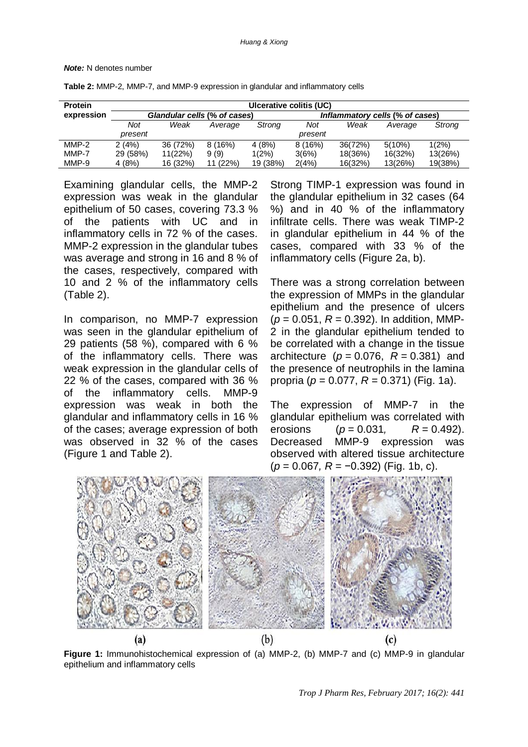*Note:* N denotes number

**Table 2:** MMP-2, MMP-7, and MMP-9 expression in glandular and inflammatory cells

| Protein expression | Ulcerative colitis (UC) | | | | | | | |
|---|---|---|---|---|---|---|---|---|
| | *Glandular cells (% of cases)* | | | | *Inflammatory cells (% of cases)* | | | |
| | *Not present* | *Weak* | *Average* | *Strong* | *Not present* | *Weak* | *Average* | *Strong* |
| MMP-2 | 2 (4%) | 36 (72%) | 8 (16%) | 4 (8%) | 8 (16%) | 36(72%) | 5(10%) | 1(2%) |
| MMP-7 | 29 (58%) | 11(22%) | 9 (9) | 1(2%) | 3(6%) | 18(36%) | 16(32%) | 13(26%) |
| MMP-9 | 4 (8%) | 16 (32%) | 11 (22%) | 19 (38%) | 2(4%) | 16(32%) | 13(26%) | 19(38%) |

Examining glandular cells, the MMP-2 expression was weak in the glandular epithelium of 50 cases, covering 73.3 % of the patients with UC and in inflammatory cells in 72 % of the cases. MMP-2 expression in the glandular tubes was average and strong in 16 and 8 % of the cases, respectively, compared with 10 and 2 % of the inflammatory cells (Table 2).

In comparison, no MMP-7 expression was seen in the glandular epithelium of 29 patients (58 %), compared with 6 % of the inflammatory cells. There was weak expression in the glandular cells of 22 % of the cases, compared with 36 % of the inflammatory cells. MMP-9 expression was weak in both the glandular and inflammatory cells in 16 % of the cases; average expression of both was observed in 32 % of the cases (Figure 1 and Table 2).

Strong TIMP-1 expression was found in the glandular epithelium in 32 cases (64 %) and in 40 % of the inflammatory infiltrate cells. There was weak TIMP-2 in glandular epithelium in 44 % of the cases, compared with 33 % of the inflammatory cells (Figure 2a, b).

There was a strong correlation between the expression of MMPs in the glandular epithelium and the presence of ulcers ($p = 0.051$, $R = 0.392$). In addition, MMP-2 in the glandular epithelium tended to be correlated with a change in the tissue architecture ($p = 0.076$, $R = 0.381$) and the presence of neutrophils in the lamina propria ($p = 0.077$, $R = 0.371$) (Fig. 1a).

The expression of MMP-7 in the glandular epithelium was correlated with erosions ($p = 0.031$, $R = 0.492$). Decreased MMP-9 expression was observed with altered tissue architecture ($p = 0.067$, $R = -0.392$) (Fig. 1b, c).

(a) (b) (c)

**Figure 1:** Immunohistochemical expression of (a) MMP-2, (b) MMP-7 and (c) MMP-9 in glandular epithelium and inflammatory cells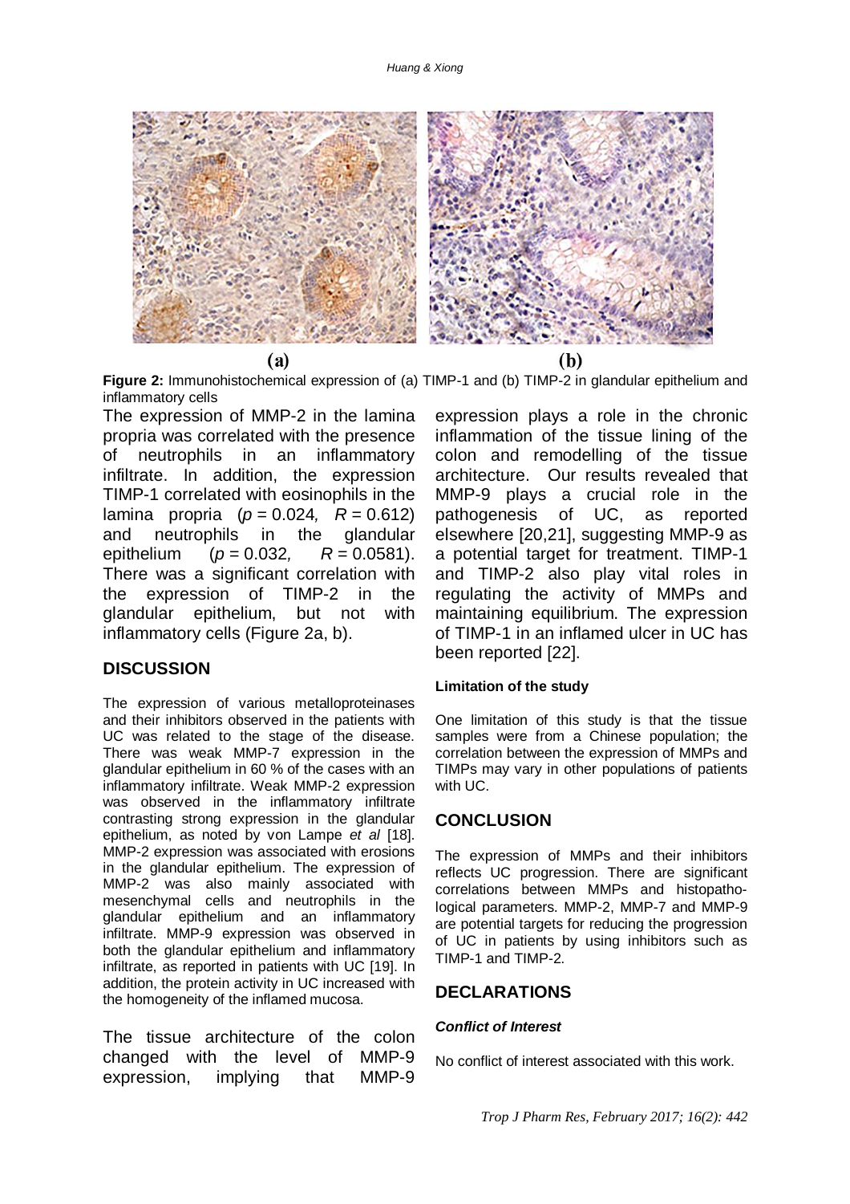Figure 2: Immunohistochemical expression of (a) TIMP-1 and (b) TIMP-2 in glandular epithelium and inflammatory cells

The expression of MMP-2 in the lamina propria was correlated with the presence of neutrophils in an inflammatory infiltrate. In addition, the expression TIMP-1 correlated with eosinophils in the lamina propria ($p = 0.024$, $R = 0.612$) and neutrophils in the glandular epithelium ($p = 0.032$, $R = 0.0581$). There was a significant correlation with the expression of TIMP-2 in the glandular epithelium, but not with inflammatory cells (Figure 2a, b).

## DISCUSSION

The expression of various metalloproteinases and their inhibitors observed in the patients with UC was related to the stage of the disease. There was weak MMP-7 expression in the glandular epithelium in 60 % of the cases with an inflammatory infiltrate. Weak MMP-2 expression was observed in the inflammatory infiltrate contrasting strong expression in the glandular epithelium, as noted by von Lampe *et al* [18]. MMP-2 expression was associated with erosions in the glandular epithelium. The expression of MMP-2 was also mainly associated with mesenchymal cells and neutrophils in the glandular epithelium and an inflammatory infiltrate. MMP-9 expression was observed in both the glandular epithelium and inflammatory infiltrate, as reported in patients with UC [19]. In addition, the protein activity in UC increased with the homogeneity of the inflamed mucosa.

The tissue architecture of the colon changed with the level of MMP-9 expression, implying that MMP-9 expression plays a role in the chronic inflammation of the tissue lining of the colon and remodelling of the tissue architecture. Our results revealed that MMP-9 plays a crucial role in the pathogenesis of UC, as reported elsewhere [20,21], suggesting MMP-9 as a potential target for treatment. TIMP-1 and TIMP-2 also play vital roles in regulating the activity of MMPs and maintaining equilibrium. The expression of TIMP-1 in an inflamed ulcer in UC has been reported [22].

### Limitation of the study

One limitation of this study is that the tissue samples were from a Chinese population; the correlation between the expression of MMPs and TIMPs may vary in other populations of patients with UC.

## CONCLUSION

The expression of MMPs and their inhibitors reflects UC progression. There are significant correlations between MMPs and histopathological parameters. MMP-2, MMP-7 and MMP-9 are potential targets for reducing the progression of UC in patients by using inhibitors such as TIMP-1 and TIMP-2.

## DECLARATIONS

### *Conflict of Interest*

No conflict of interest associated with this work.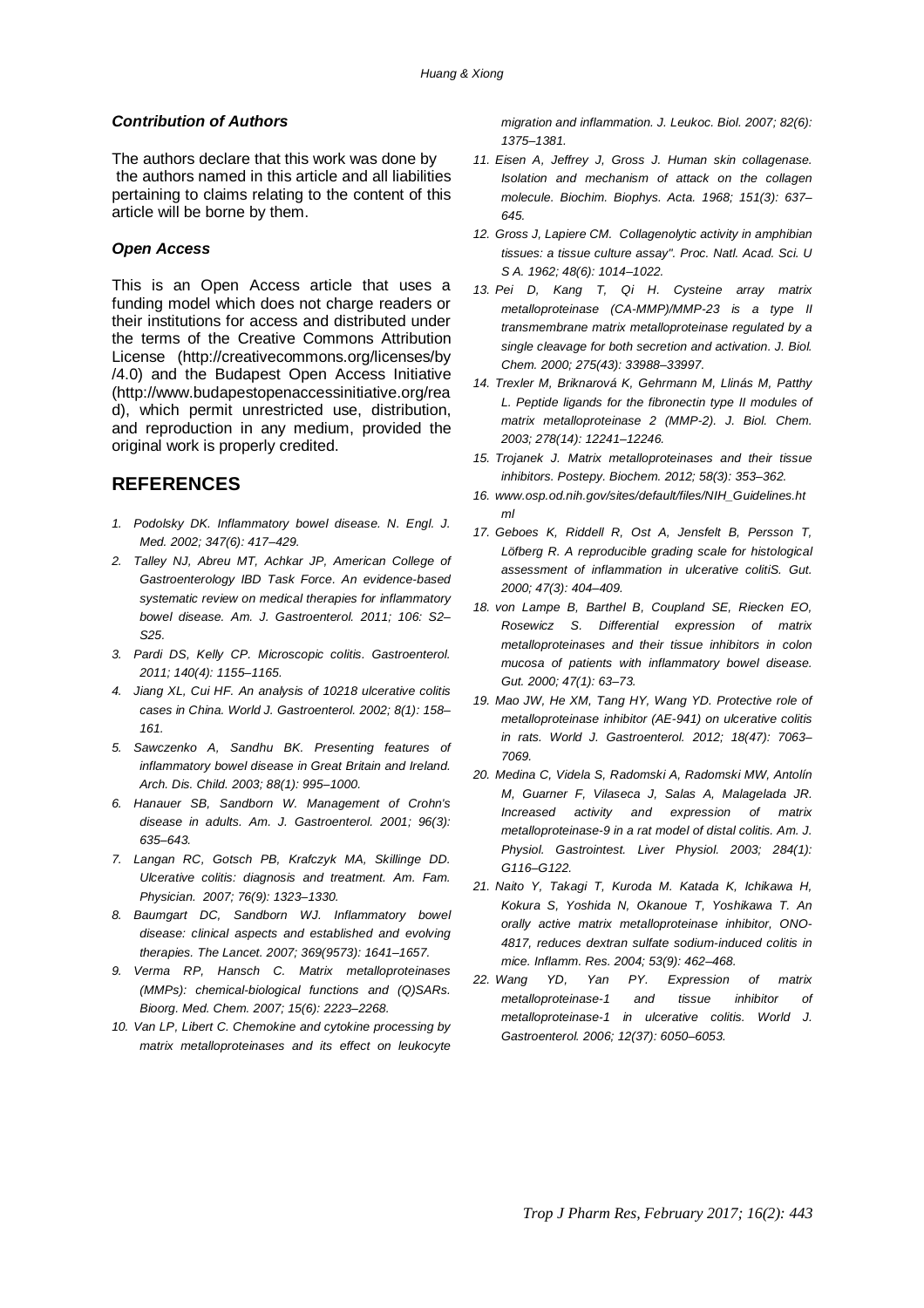### *Contribution of Authors*

The authors declare that this work was done by the authors named in this article and all liabilities pertaining to claims relating to the content of this article will be borne by them.

### *Open Access*

This is an Open Access article that uses a funding model which does not charge readers or their institutions for access and distributed under the terms of the Creative Commons Attribution License (http://creativecommons.org/licenses/by/4.0) and the Budapest Open Access Initiative (http://www.budapestopenaccessinitiative.org/read), which permit unrestricted use, distribution, and reproduction in any medium, provided the original work is properly credited.

## REFERENCES

1. *Podolsky DK. Inflammatory bowel disease. N. Engl. J. Med. 2002; 347(6): 417–429.*
2. *Talley NJ, Abreu MT, Achkar JP, American College of Gastroenterology IBD Task Force. An evidence-based systematic review on medical therapies for inflammatory bowel disease. Am. J. Gastroenterol. 2011; 106: S2–S25.*
3. *Pardi DS, Kelly CP. Microscopic colitis. Gastroenterol. 2011; 140(4): 1155–1165.*
4. *Jiang XL, Cui HF. An analysis of 10218 ulcerative colitis cases in China. World J. Gastroenterol. 2002; 8(1): 158–161.*
5. *Sawczenko A, Sandhu BK. Presenting features of inflammatory bowel disease in Great Britain and Ireland. Arch. Dis. Child. 2003; 88(1): 995–1000.*
6. *Hanauer SB, Sandborn W. Management of Crohn's disease in adults. Am. J. Gastroenterol. 2001; 96(3): 635–643.*
7. *Langan RC, Gotsch PB, Krafczyk MA, Skillinge DD. Ulcerative colitis: diagnosis and treatment. Am. Fam. Physician. 2007; 76(9): 1323–1330.*
8. *Baumgart DC, Sandborn WJ. Inflammatory bowel disease: clinical aspects and established and evolving therapies. The Lancet. 2007; 369(9573): 1641–1657.*
9. *Verma RP, Hansch C. Matrix metalloproteinases (MMPs): chemical-biological functions and (Q)SARs. Bioorg. Med. Chem. 2007; 15(6): 2223–2268.*
10. *Van LP, Libert C. Chemokine and cytokine processing by matrix metalloproteinases and its effect on leukocyte migration and inflammation. J. Leukoc. Biol. 2007; 82(6): 1375–1381.*
11. *Eisen A, Jeffrey J, Gross J. Human skin collagenase. Isolation and mechanism of attack on the collagen molecule. Biochim. Biophys. Acta. 1968; 151(3): 637–645.*
12. *Gross J, Lapiere CM. Collagenolytic activity in amphibian tissues: a tissue culture assay". Proc. Natl. Acad. Sci. U S A. 1962; 48(6): 1014–1022.*
13. *Pei D, Kang T, Qi H. Cysteine array matrix metalloproteinase (CA-MMP)/MMP-23 is a type II transmembrane matrix metalloproteinase regulated by a single cleavage for both secretion and activation. J. Biol. Chem. 2000; 275(43): 33988–33997.*
14. *Trexler M, Briknarová K, Gehrmann M, Llinás M, Patthy L. Peptide ligands for the fibronectin type II modules of matrix metalloproteinase 2 (MMP-2). J. Biol. Chem. 2003; 278(14): 12241–12246.*
15. *Trojanek J. Matrix metalloproteinases and their tissue inhibitors. Postepy. Biochem. 2012; 58(3): 353–362.*
16. *www.osp.od.nih.gov/sites/default/files/NIH_Guidelines.html*
17. *Geboes K, Riddell R, Ost A, Jensfelt B, Persson T, Löfberg R. A reproducible grading scale for histological assessment of inflammation in ulcerative colitiS. Gut. 2000; 47(3): 404–409.*
18. *von Lampe B, Barthel B, Coupland SE, Riecken EO, Rosewicz S. Differential expression of matrix metalloproteinases and their tissue inhibitors in colon mucosa of patients with inflammatory bowel disease. Gut. 2000; 47(1): 63–73.*
19. *Mao JW, He XM, Tang HY, Wang YD. Protective role of metalloproteinase inhibitor (AE-941) on ulcerative colitis in rats. World J. Gastroenterol. 2012; 18(47): 7063–7069.*
20. *Medina C, Videla S, Radomski A, Radomski MW, Antolín M, Guarner F, Vilaseca J, Salas A, Malagelada JR. Increased activity and expression of matrix metalloproteinase-9 in a rat model of distal colitis. Am. J. Physiol. Gastrointest. Liver Physiol. 2003; 284(1): G116–G122.*
21. *Naito Y, Takagi T, Kuroda M. Katada K, Ichikawa H, Kokura S, Yoshida N, Okanoue T, Yoshikawa T. An orally active matrix metalloproteinase inhibitor, ONO-4817, reduces dextran sulfate sodium-induced colitis in mice. Inflamm. Res. 2004; 53(9): 462–468.*
22. *Wang YD, Yan PY. Expression of matrix metalloproteinase-1 and tissue inhibitor of metalloproteinase-1 in ulcerative colitis. World J. Gastroenterol. 2006; 12(37): 6050–6053.*